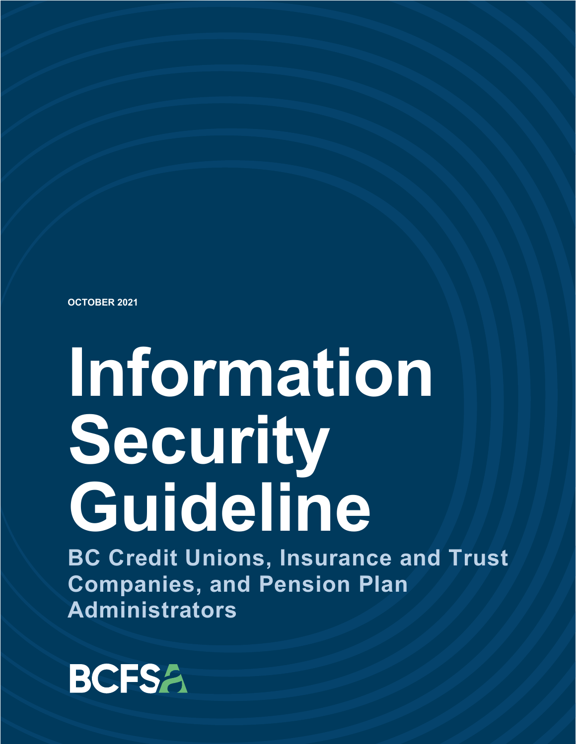OCTOBER 2021

# Information Security Guideline

## BC Credit Unions, Insurance and Trust Companies, and Pension Plan Administrators

BCFSA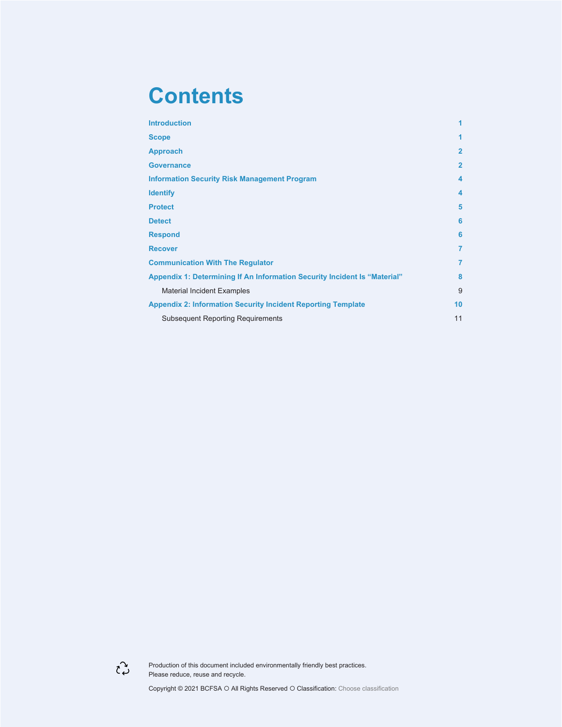# Contents

| | |
|---|---|
| **Introduction** | **1** |
| **Scope** | **1** |
| **Approach** | **2** |
| **Governance** | **2** |
| **Information Security Risk Management Program** | **4** |
| **Identify** | **4** |
| **Protect** | **5** |
| **Detect** | **6** |
| **Respond** | **6** |
| **Recover** | **7** |
| **Communication With The Regulator** | **7** |
| **Appendix 1: Determining If An Information Security Incident Is “Material”** | **8** |
| Material Incident Examples | 9 |
| **Appendix 2: Information Security Incident Reporting Template** | **10** |
| Subsequent Reporting Requirements | 11 |

Production of this document included environmentally friendly best practices. Please reduce, reuse and recycle.

Copyright © 2021 BCFSA ○ All Rights Reserved ○ Classification: Choose classification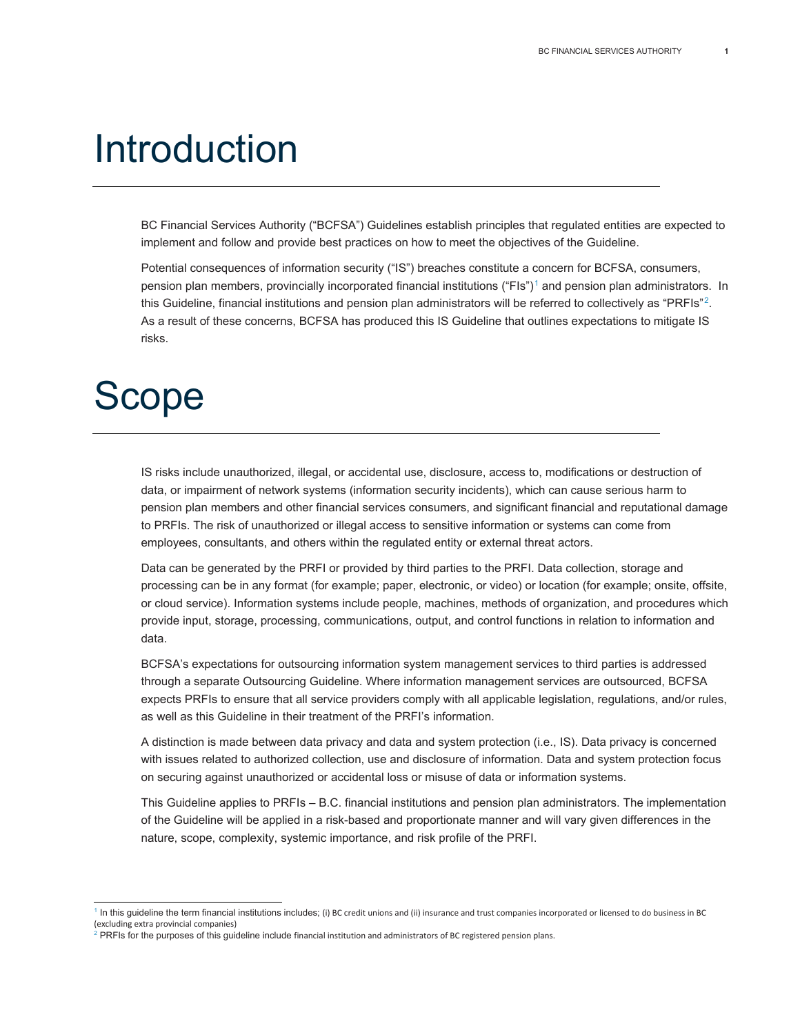# Introduction

BC Financial Services Authority ("BCFSA") Guidelines establish principles that regulated entities are expected to implement and follow and provide best practices on how to meet the objectives of the Guideline.

Potential consequences of information security ("IS") breaches constitute a concern for BCFSA, consumers, pension plan members, provincially incorporated financial institutions ("FIs")[1] and pension plan administrators. In this Guideline, financial institutions and pension plan administrators will be referred to collectively as "PRFIs"[2]. As a result of these concerns, BCFSA has produced this IS Guideline that outlines expectations to mitigate IS risks.

# Scope

IS risks include unauthorized, illegal, or accidental use, disclosure, access to, modifications or destruction of data, or impairment of network systems (information security incidents), which can cause serious harm to pension plan members and other financial services consumers, and significant financial and reputational damage to PRFIs. The risk of unauthorized or illegal access to sensitive information or systems can come from employees, consultants, and others within the regulated entity or external threat actors.

Data can be generated by the PRFI or provided by third parties to the PRFI. Data collection, storage and processing can be in any format (for example; paper, electronic, or video) or location (for example; onsite, offsite, or cloud service). Information systems include people, machines, methods of organization, and procedures which provide input, storage, processing, communications, output, and control functions in relation to information and data.

BCFSA's expectations for outsourcing information system management services to third parties is addressed through a separate Outsourcing Guideline. Where information management services are outsourced, BCFSA expects PRFIs to ensure that all service providers comply with all applicable legislation, regulations, and/or rules, as well as this Guideline in their treatment of the PRFI's information.

A distinction is made between data privacy and data and system protection (i.e., IS). Data privacy is concerned with issues related to authorized collection, use and disclosure of information. Data and system protection focus on securing against unauthorized or accidental loss or misuse of data or information systems.

This Guideline applies to PRFIs – B.C. financial institutions and pension plan administrators. The implementation of the Guideline will be applied in a risk-based and proportionate manner and will vary given differences in the nature, scope, complexity, systemic importance, and risk profile of the PRFI.

---

[1] In this guideline the term financial institutions includes; (i) BC credit unions and (ii) insurance and trust companies incorporated or licensed to do business in BC (excluding extra provincial companies)

[2] PRFIs for the purposes of this guideline include financial institution and administrators of BC registered pension plans.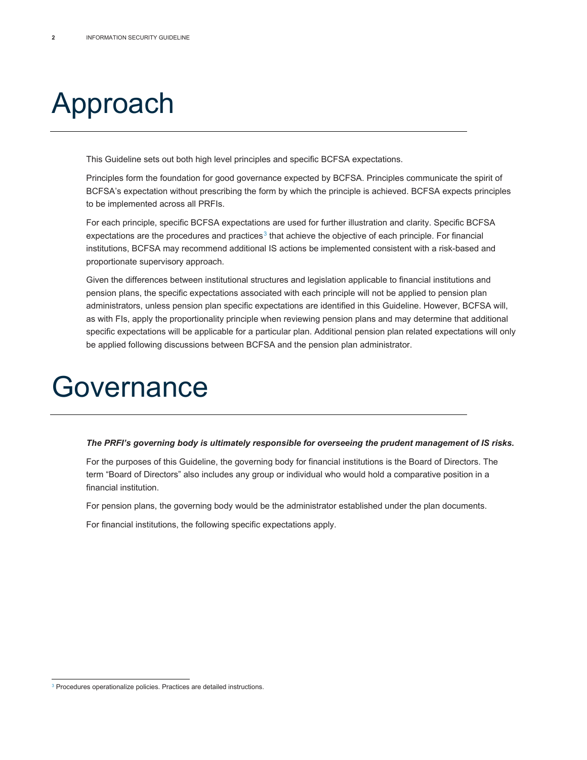# Approach

This Guideline sets out both high level principles and specific BCFSA expectations.

Principles form the foundation for good governance expected by BCFSA. Principles communicate the spirit of BCFSA's expectation without prescribing the form by which the principle is achieved. BCFSA expects principles to be implemented across all PRFIs.

For each principle, specific BCFSA expectations are used for further illustration and clarity. Specific BCFSA expectations are the procedures and practices[3] that achieve the objective of each principle. For financial institutions, BCFSA may recommend additional IS actions be implemented consistent with a risk-based and proportionate supervisory approach.

Given the differences between institutional structures and legislation applicable to financial institutions and pension plans, the specific expectations associated with each principle will not be applied to pension plan administrators, unless pension plan specific expectations are identified in this Guideline. However, BCFSA will, as with FIs, apply the proportionality principle when reviewing pension plans and may determine that additional specific expectations will be applicable for a particular plan. Additional pension plan related expectations will only be applied following discussions between BCFSA and the pension plan administrator.

# Governance

***The PRFI's governing body is ultimately responsible for overseeing the prudent management of IS risks.***

For the purposes of this Guideline, the governing body for financial institutions is the Board of Directors. The term "Board of Directors" also includes any group or individual who would hold a comparative position in a financial institution.

For pension plans, the governing body would be the administrator established under the plan documents.

For financial institutions, the following specific expectations apply.

[3] Procedures operationalize policies. Practices are detailed instructions.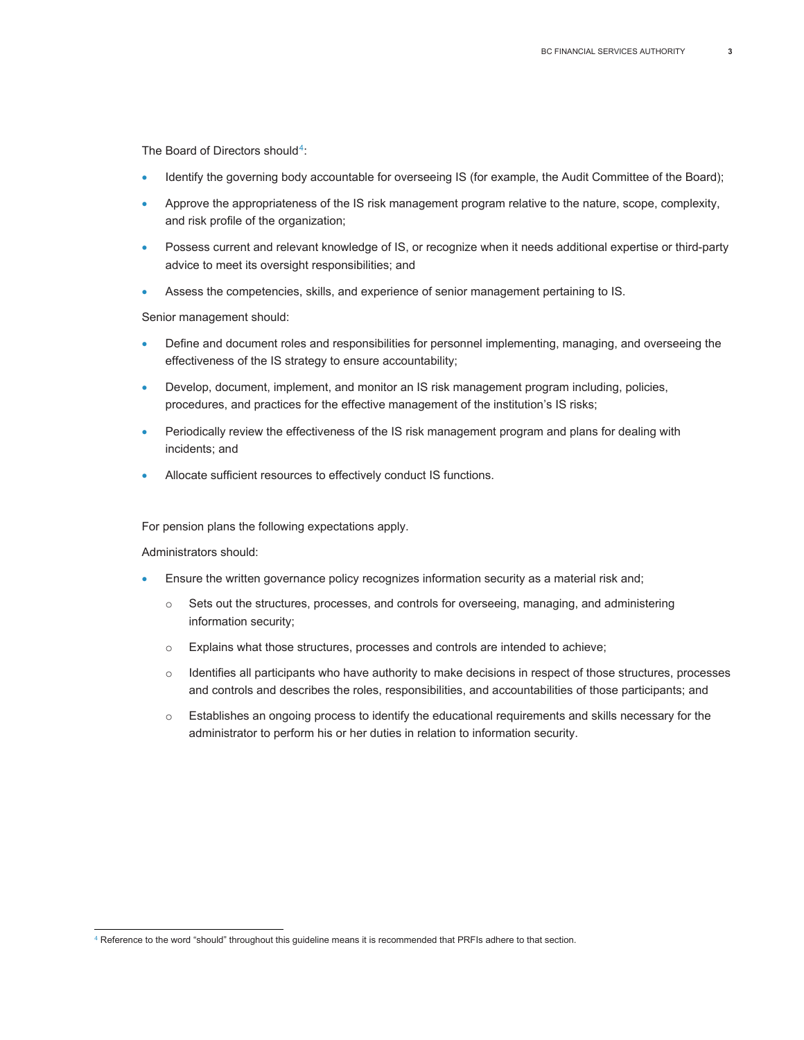The Board of Directors should[4]:

- Identify the governing body accountable for overseeing IS (for example, the Audit Committee of the Board);
- Approve the appropriateness of the IS risk management program relative to the nature, scope, complexity, and risk profile of the organization;
- Possess current and relevant knowledge of IS, or recognize when it needs additional expertise or third-party advice to meet its oversight responsibilities; and
- Assess the competencies, skills, and experience of senior management pertaining to IS.

Senior management should:

- Define and document roles and responsibilities for personnel implementing, managing, and overseeing the effectiveness of the IS strategy to ensure accountability;
- Develop, document, implement, and monitor an IS risk management program including, policies, procedures, and practices for the effective management of the institution's IS risks;
- Periodically review the effectiveness of the IS risk management program and plans for dealing with incidents; and
- Allocate sufficient resources to effectively conduct IS functions.

For pension plans the following expectations apply.

Administrators should:

- Ensure the written governance policy recognizes information security as a material risk and;
    - Sets out the structures, processes, and controls for overseeing, managing, and administering information security;
    - Explains what those structures, processes and controls are intended to achieve;
    - Identifies all participants who have authority to make decisions in respect of those structures, processes and controls and describes the roles, responsibilities, and accountabilities of those participants; and
    - Establishes an ongoing process to identify the educational requirements and skills necessary for the administrator to perform his or her duties in relation to information security.

[4] Reference to the word "should" throughout this guideline means it is recommended that PRFIs adhere to that section.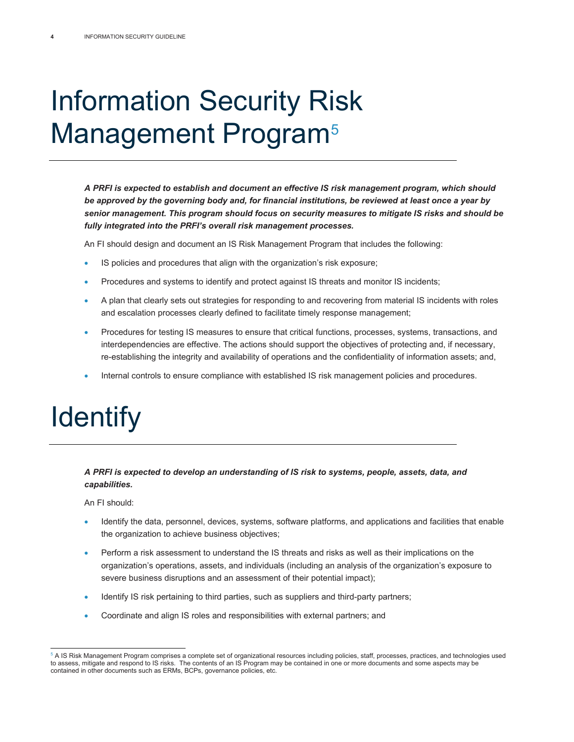# Information Security Risk Management Program[5]

***A PRFI is expected to establish and document an effective IS risk management program, which should be approved by the governing body and, for financial institutions, be reviewed at least once a year by senior management. This program should focus on security measures to mitigate IS risks and should be fully integrated into the PRFI's overall risk management processes.***

An FI should design and document an IS Risk Management Program that includes the following:

- IS policies and procedures that align with the organization's risk exposure;
- Procedures and systems to identify and protect against IS threats and monitor IS incidents;
- A plan that clearly sets out strategies for responding to and recovering from material IS incidents with roles and escalation processes clearly defined to facilitate timely response management;
- Procedures for testing IS measures to ensure that critical functions, processes, systems, transactions, and interdependencies are effective. The actions should support the objectives of protecting and, if necessary, re-establishing the integrity and availability of operations and the confidentiality of information assets; and,
- Internal controls to ensure compliance with established IS risk management policies and procedures.

# Identify

***A PRFI is expected to develop an understanding of IS risk to systems, people, assets, data, and capabilities.***

An FI should:

- Identify the data, personnel, devices, systems, software platforms, and applications and facilities that enable the organization to achieve business objectives;
- Perform a risk assessment to understand the IS threats and risks as well as their implications on the organization's operations, assets, and individuals (including an analysis of the organization's exposure to severe business disruptions and an assessment of their potential impact);
- Identify IS risk pertaining to third parties, such as suppliers and third-party partners;
- Coordinate and align IS roles and responsibilities with external partners; and

[5] A IS Risk Management Program comprises a complete set of organizational resources including policies, staff, processes, practices, and technologies used to assess, mitigate and respond to IS risks. The contents of an IS Program may be contained in one or more documents and some aspects may be contained in other documents such as ERMs, BCPs, governance policies, etc.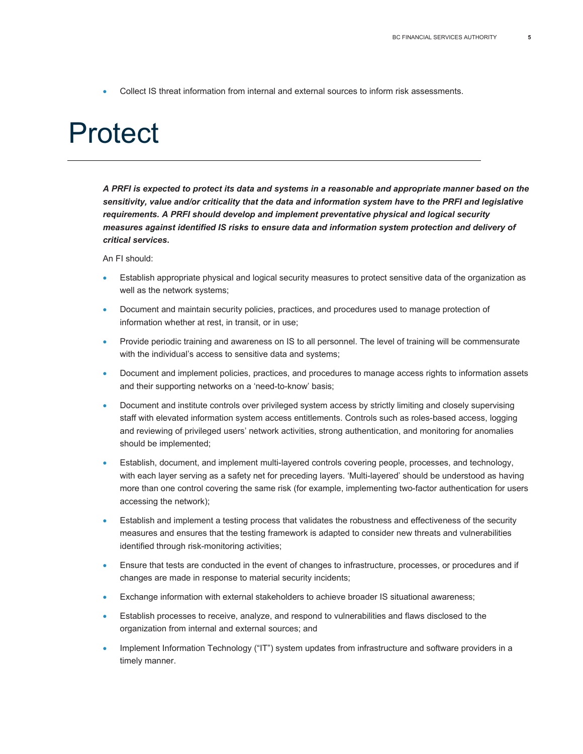- Collect IS threat information from internal and external sources to inform risk assessments.

# Protect

***A PRFI is expected to protect its data and systems in a reasonable and appropriate manner based on the sensitivity, value and/or criticality that the data and information system have to the PRFI and legislative requirements. A PRFI should develop and implement preventative physical and logical security measures against identified IS risks to ensure data and information system protection and delivery of critical services.***

An FI should:

- Establish appropriate physical and logical security measures to protect sensitive data of the organization as well as the network systems;
- Document and maintain security policies, practices, and procedures used to manage protection of information whether at rest, in transit, or in use;
- Provide periodic training and awareness on IS to all personnel. The level of training will be commensurate with the individual's access to sensitive data and systems;
- Document and implement policies, practices, and procedures to manage access rights to information assets and their supporting networks on a 'need-to-know' basis;
- Document and institute controls over privileged system access by strictly limiting and closely supervising staff with elevated information system access entitlements. Controls such as roles-based access, logging and reviewing of privileged users' network activities, strong authentication, and monitoring for anomalies should be implemented;
- Establish, document, and implement multi-layered controls covering people, processes, and technology, with each layer serving as a safety net for preceding layers. 'Multi-layered' should be understood as having more than one control covering the same risk (for example, implementing two-factor authentication for users accessing the network);
- Establish and implement a testing process that validates the robustness and effectiveness of the security measures and ensures that the testing framework is adapted to consider new threats and vulnerabilities identified through risk-monitoring activities;
- Ensure that tests are conducted in the event of changes to infrastructure, processes, or procedures and if changes are made in response to material security incidents;
- Exchange information with external stakeholders to achieve broader IS situational awareness;
- Establish processes to receive, analyze, and respond to vulnerabilities and flaws disclosed to the organization from internal and external sources; and
- Implement Information Technology ("IT") system updates from infrastructure and software providers in a timely manner.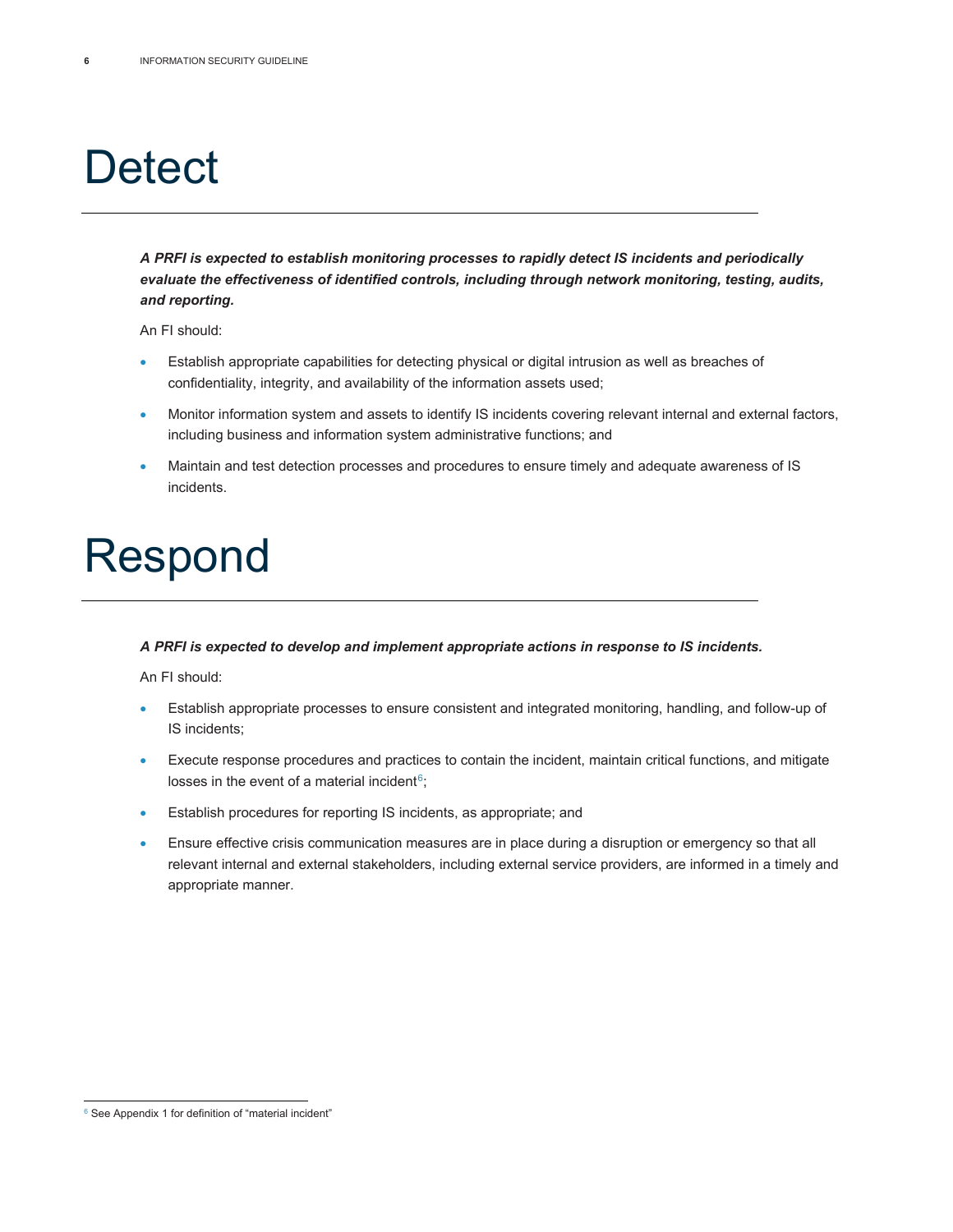# Detect

***A PRFI is expected to establish monitoring processes to rapidly detect IS incidents and periodically evaluate the effectiveness of identified controls, including through network monitoring, testing, audits, and reporting.***

An FI should:

- Establish appropriate capabilities for detecting physical or digital intrusion as well as breaches of confidentiality, integrity, and availability of the information assets used;
- Monitor information system and assets to identify IS incidents covering relevant internal and external factors, including business and information system administrative functions; and
- Maintain and test detection processes and procedures to ensure timely and adequate awareness of IS incidents.

# Respond

***A PRFI is expected to develop and implement appropriate actions in response to IS incidents.***

An FI should:

- Establish appropriate processes to ensure consistent and integrated monitoring, handling, and follow-up of IS incidents;
- Execute response procedures and practices to contain the incident, maintain critical functions, and mitigate losses in the event of a material incident[6];
- Establish procedures for reporting IS incidents, as appropriate; and
- Ensure effective crisis communication measures are in place during a disruption or emergency so that all relevant internal and external stakeholders, including external service providers, are informed in a timely and appropriate manner.

[6] See Appendix 1 for definition of "material incident"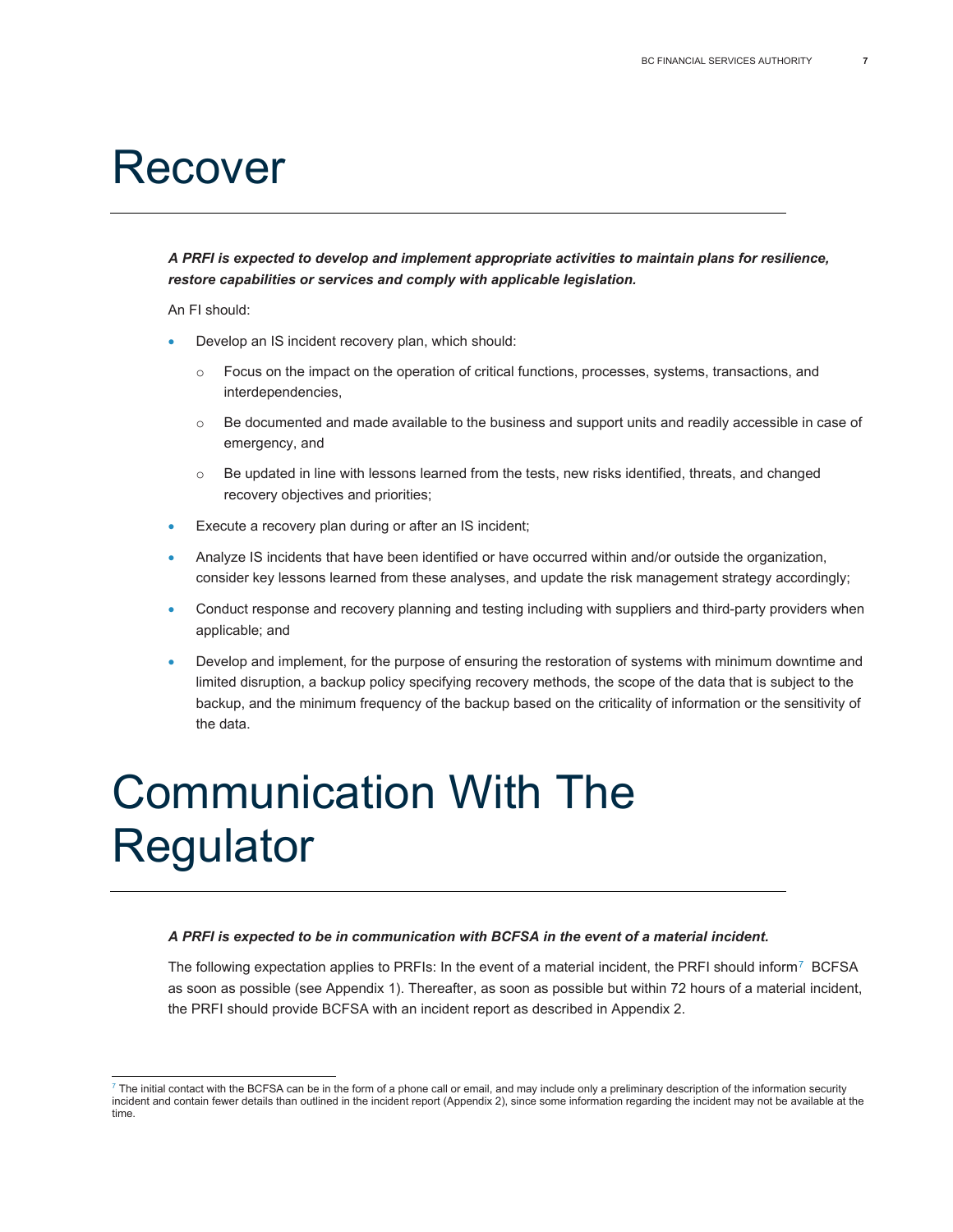# Recover

***A PRFI is expected to develop and implement appropriate activities to maintain plans for resilience, restore capabilities or services and comply with applicable legislation.***

An FI should:

- Develop an IS incident recovery plan, which should:
  - Focus on the impact on the operation of critical functions, processes, systems, transactions, and interdependencies,
  - Be documented and made available to the business and support units and readily accessible in case of emergency, and
  - Be updated in line with lessons learned from the tests, new risks identified, threats, and changed recovery objectives and priorities;
- Execute a recovery plan during or after an IS incident;
- Analyze IS incidents that have been identified or have occurred within and/or outside the organization, consider key lessons learned from these analyses, and update the risk management strategy accordingly;
- Conduct response and recovery planning and testing including with suppliers and third-party providers when applicable; and
- Develop and implement, for the purpose of ensuring the restoration of systems with minimum downtime and limited disruption, a backup policy specifying recovery methods, the scope of the data that is subject to the backup, and the minimum frequency of the backup based on the criticality of information or the sensitivity of the data.

# Communication With The Regulator

***A PRFI is expected to be in communication with BCFSA in the event of a material incident.***

The following expectation applies to PRFIs: In the event of a material incident, the PRFI should inform[7] BCFSA as soon as possible (see Appendix 1). Thereafter, as soon as possible but within 72 hours of a material incident, the PRFI should provide BCFSA with an incident report as described in Appendix 2.

[7] The initial contact with the BCFSA can be in the form of a phone call or email, and may include only a preliminary description of the information security incident and contain fewer details than outlined in the incident report (Appendix 2), since some information regarding the incident may not be available at the time.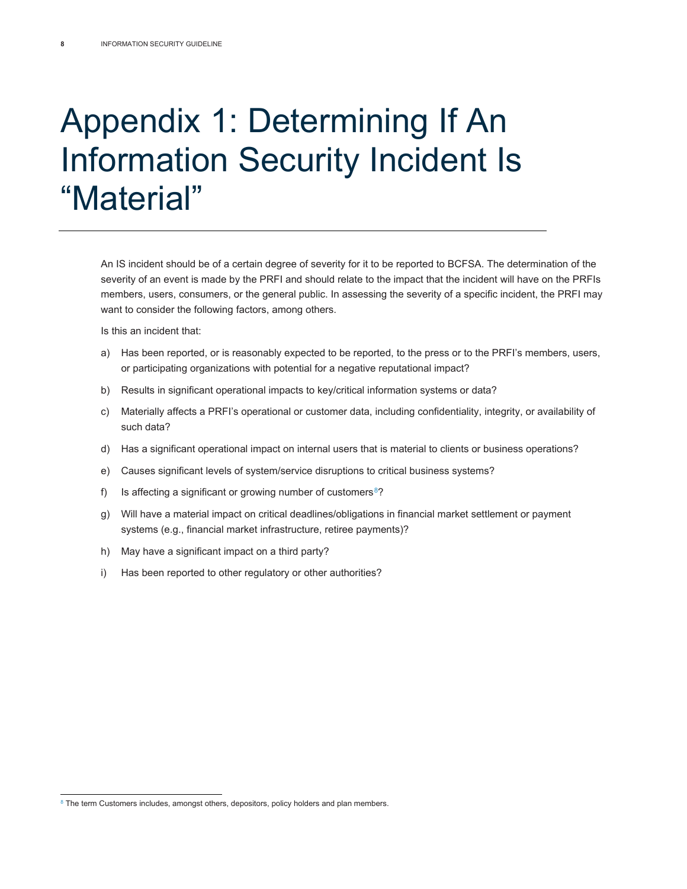# Appendix 1: Determining If An Information Security Incident Is "Material"

An IS incident should be of a certain degree of severity for it to be reported to BCFSA. The determination of the severity of an event is made by the PRFI and should relate to the impact that the incident will have on the PRFIs members, users, consumers, or the general public. In assessing the severity of a specific incident, the PRFI may want to consider the following factors, among others.

Is this an incident that:

a) Has been reported, or is reasonably expected to be reported, to the press or to the PRFI's members, users, or participating organizations with potential for a negative reputational impact?

b) Results in significant operational impacts to key/critical information systems or data?

c) Materially affects a PRFI's operational or customer data, including confidentiality, integrity, or availability of such data?

d) Has a significant operational impact on internal users that is material to clients or business operations?

e) Causes significant levels of system/service disruptions to critical business systems?

f) Is affecting a significant or growing number of customers[8]?

g) Will have a material impact on critical deadlines/obligations in financial market settlement or payment systems (e.g., financial market infrastructure, retiree payments)?

h) May have a significant impact on a third party?

i) Has been reported to other regulatory or other authorities?

---

[8] The term Customers includes, amongst others, depositors, policy holders and plan members.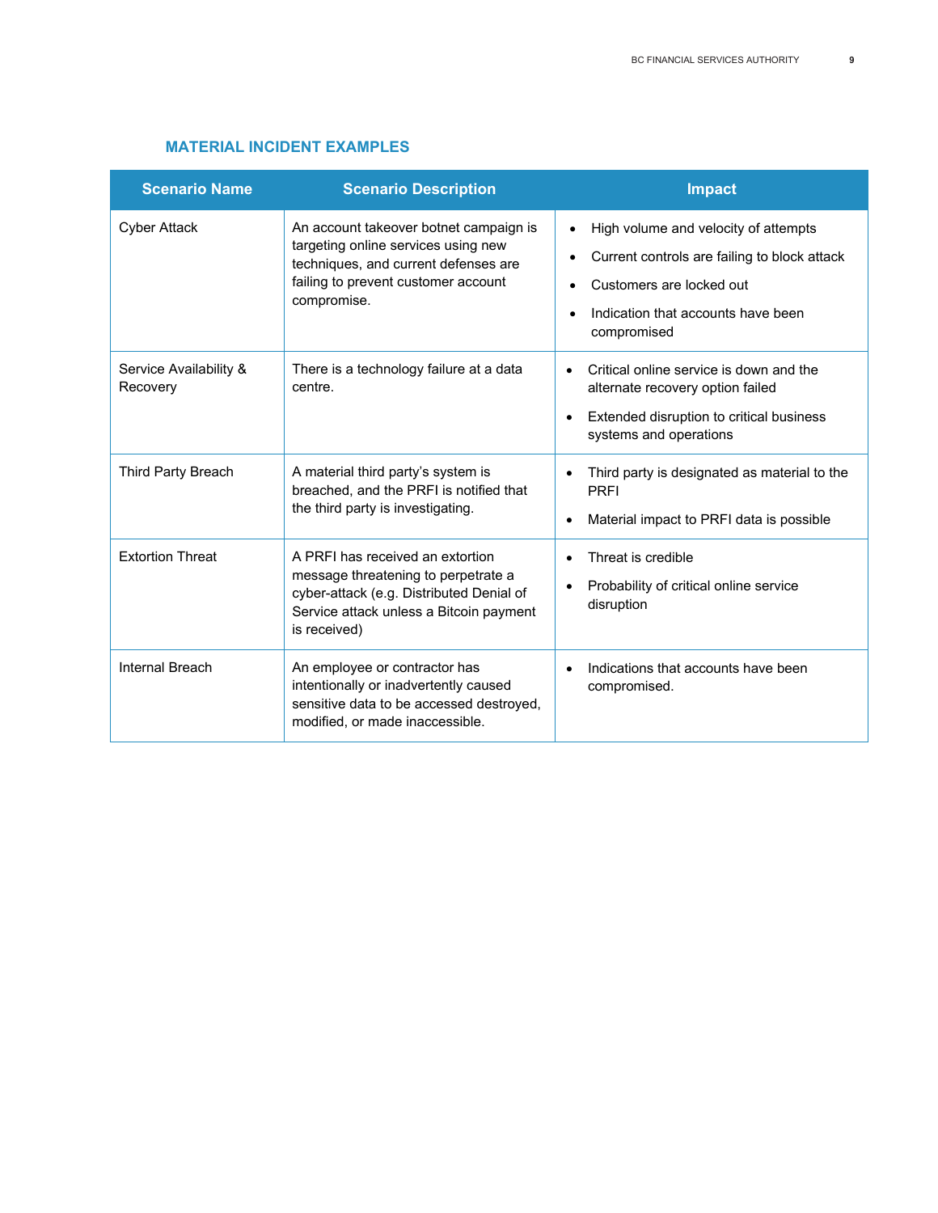## MATERIAL INCIDENT EXAMPLES

| Scenario Name | Scenario Description | Impact |
|---|---|---|
| Cyber Attack | An account takeover botnet campaign is targeting online services using new techniques, and current defenses are failing to prevent customer account compromise. | • High volume and velocity of attempts<br>• Current controls are failing to block attack<br>• Customers are locked out<br>• Indication that accounts have been compromised |
| Service Availability & Recovery | There is a technology failure at a data centre. | • Critical online service is down and the alternate recovery option failed<br>• Extended disruption to critical business systems and operations |
| Third Party Breach | A material third party's system is breached, and the PRFI is notified that the third party is investigating. | • Third party is designated as material to the PRFI<br>• Material impact to PRFI data is possible |
| Extortion Threat | A PRFI has received an extortion message threatening to perpetrate a cyber-attack (e.g. Distributed Denial of Service attack unless a Bitcoin payment is received) | • Threat is credible<br>• Probability of critical online service disruption |
| Internal Breach | An employee or contractor has intentionally or inadvertently caused sensitive data to be accessed destroyed, modified, or made inaccessible. | • Indications that accounts have been compromised. |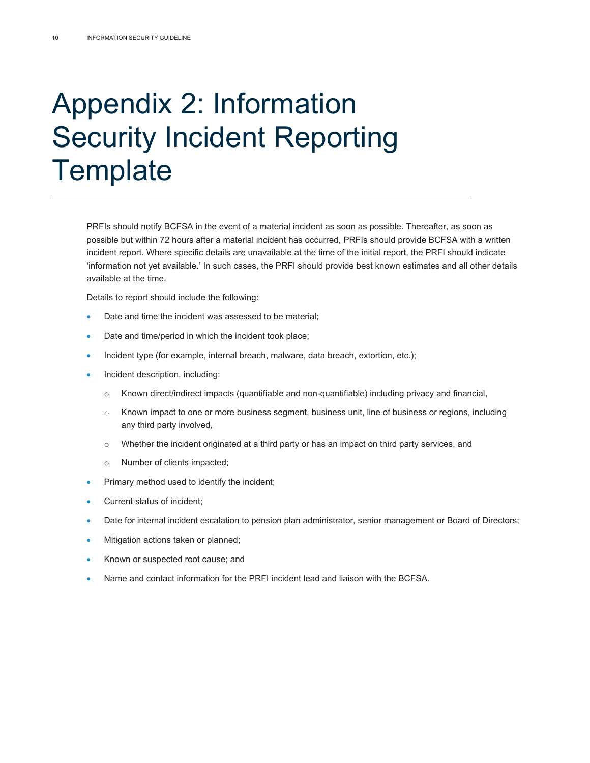# Appendix 2: Information Security Incident Reporting Template

PRFIs should notify BCFSA in the event of a material incident as soon as possible. Thereafter, as soon as possible but within 72 hours after a material incident has occurred, PRFIs should provide BCFSA with a written incident report. Where specific details are unavailable at the time of the initial report, the PRFI should indicate 'information not yet available.' In such cases, the PRFI should provide best known estimates and all other details available at the time.

Details to report should include the following:

- Date and time the incident was assessed to be material;
- Date and time/period in which the incident took place;
- Incident type (for example, internal breach, malware, data breach, extortion, etc.);
- Incident description, including:
  - Known direct/indirect impacts (quantifiable and non-quantifiable) including privacy and financial,
  - Known impact to one or more business segment, business unit, line of business or regions, including any third party involved,
  - Whether the incident originated at a third party or has an impact on third party services, and
  - Number of clients impacted;
- Primary method used to identify the incident;
- Current status of incident;
- Date for internal incident escalation to pension plan administrator, senior management or Board of Directors;
- Mitigation actions taken or planned;
- Known or suspected root cause; and
- Name and contact information for the PRFI incident lead and liaison with the BCFSA.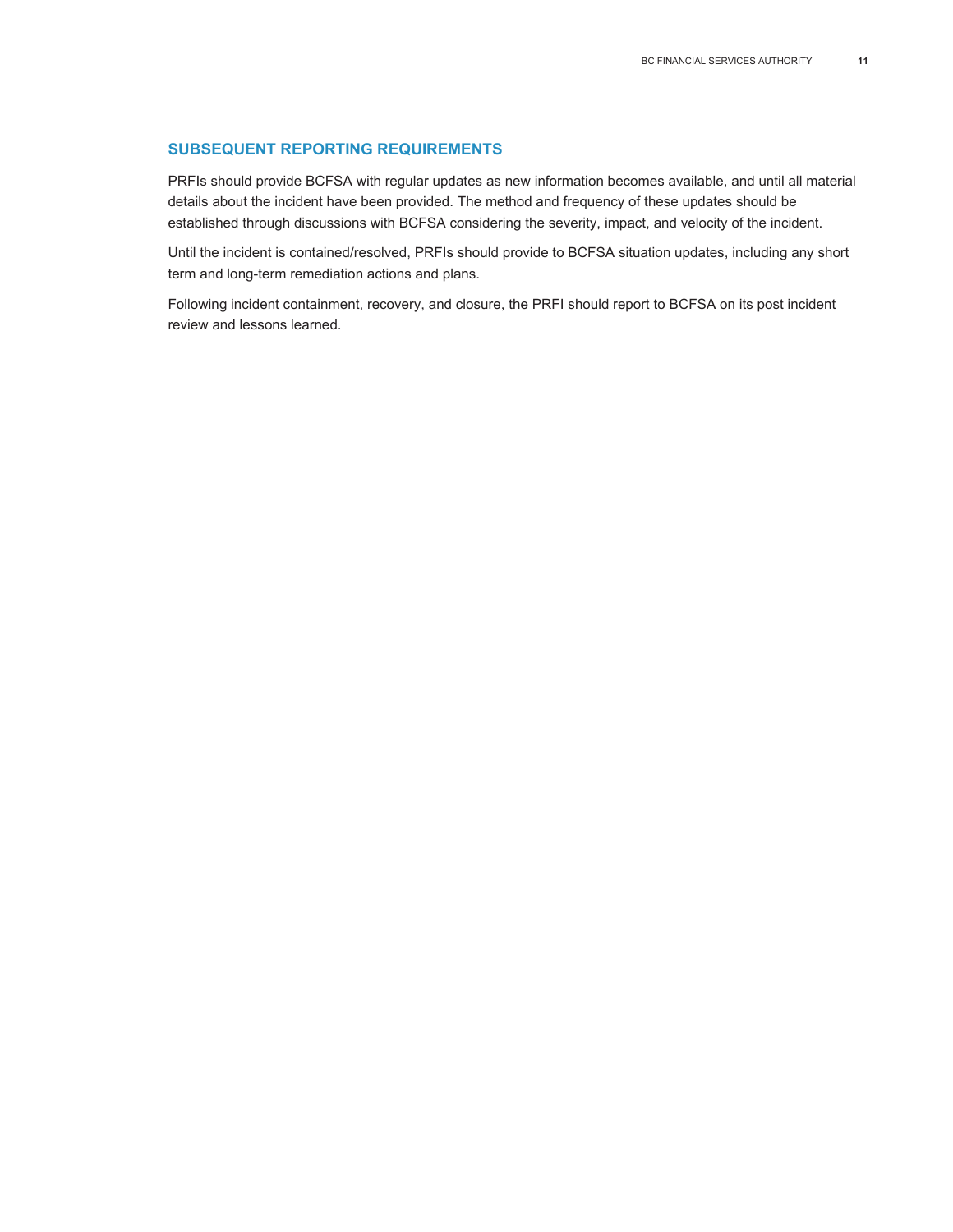## SUBSEQUENT REPORTING REQUIREMENTS

PRFIs should provide BCFSA with regular updates as new information becomes available, and until all material details about the incident have been provided. The method and frequency of these updates should be established through discussions with BCFSA considering the severity, impact, and velocity of the incident.

Until the incident is contained/resolved, PRFIs should provide to BCFSA situation updates, including any short term and long-term remediation actions and plans.

Following incident containment, recovery, and closure, the PRFI should report to BCFSA on its post incident review and lessons learned.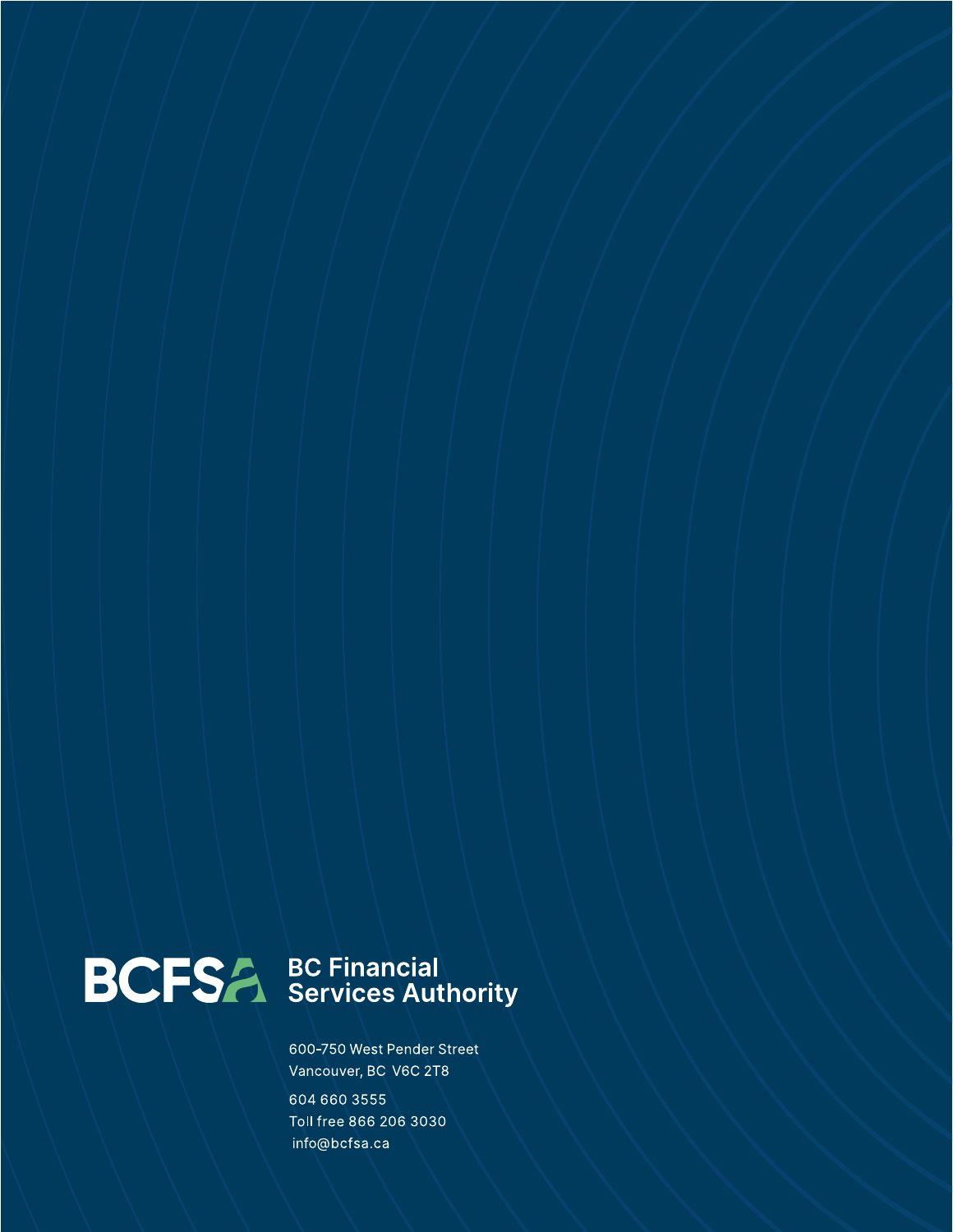BCFSA

BC Financial Services Authority

600-750 West Pender Street
Vancouver, BC V6C 2T8

604 660 3555
Toll free 866 206 3030
info@bcfsa.ca